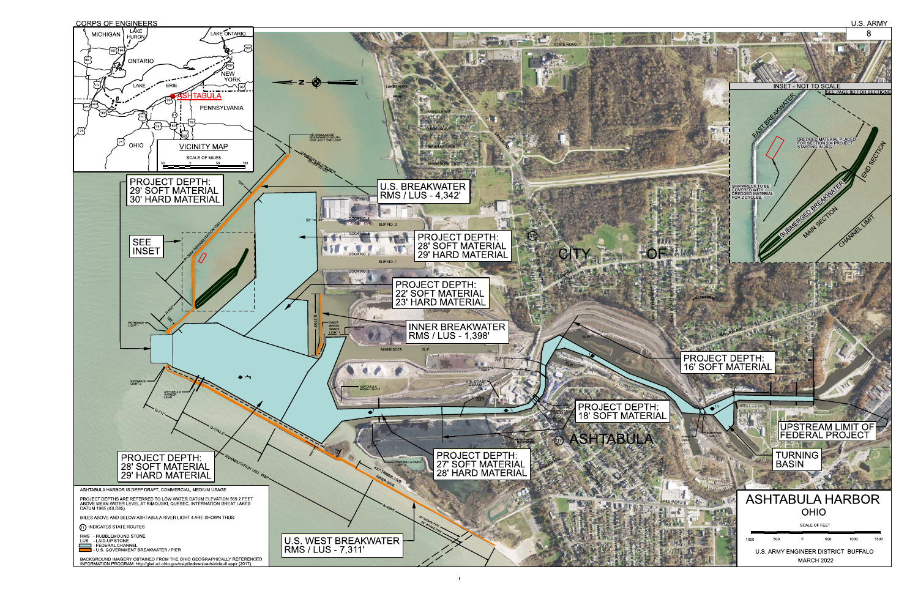CORPS OF ENGINEERS

U.S. ARMY

8

# ASHTABULA HARBOR
## OHIO

U.S. ARMY ENGINEER DISTRICT BUFFALO

MARCH 2022

VICINITY MAP

INSET - NOT TO SCALE

SEE PAGE 8D FOR SECTIONS

EAST BREAKWATER

DREDGED MATERIAL PLACED FOR SECTION 204 PROJECT STARTING IN 2022

SHIPWRECK TO BE COVERED WITH DREDGED MATERIAL FOR 2 CYCLES

SUBMERGED BREAKWATER

MAIN SECTION

END SECTION

CHANNEL LIMIT

PROJECT DEPTH:
29' SOFT MATERIAL
30' HARD MATERIAL

SEE INSET

U.S. BREAKWATER
RMS / LUS - 4,342'

PROJECT DEPTH:
28' SOFT MATERIAL
29' HARD MATERIAL

PROJECT DEPTH:
22' SOFT MATERIAL
23' HARD MATERIAL

INNER BREAKWATER
RMS / LUS - 1,398'

PROJECT DEPTH:
16' SOFT MATERIAL

PROJECT DEPTH:
18' SOFT MATERIAL

UPSTREAM LIMIT OF FEDERAL PROJECT

TURNING BASIN

PROJECT DEPTH:
28' SOFT MATERIAL
29' HARD MATERIAL

PROJECT DEPTH:
27' SOFT MATERIAL
28' HARD MATERIAL

U.S. WEST BREAKWATER
RMS / LUS - 7,311'

CITY OF ASHTABULA

ASHTABULA HARBOR IS DEEP DRAFT, COMMERCIAL, MEDIUM USAGE

PROJECT DEPTHS ARE REFERRED TO LOW WATER DATUM ELEVATION 569.2 FEET ABOVE MEAN WATER LEVEL AT RIMOUSKI, QUEBEC, INTERNATION GREAT LAKES DATUM 1985 (IGLD85).

MILES ABOVE AND BELOW ASHTABULA RIVER LIGHT 4 ARE SHOWN THUS:

INDICATES STATE ROUTES

RMS - RUBBLEMOUND STONE
LUS - LAID-UP STONE
- FEDERAL CHANNEL
- U.S. GOVERNMENT BREAKWATER / PIER

BACKGROUND IMAGERY OBTAINED FROM THE OHIO GEOGRAPHICALLY REFERENCED INFORMATION PROGRAM: http://gis4.oit.ohio.gov/osip/tiledownloads/default.aspx (2017).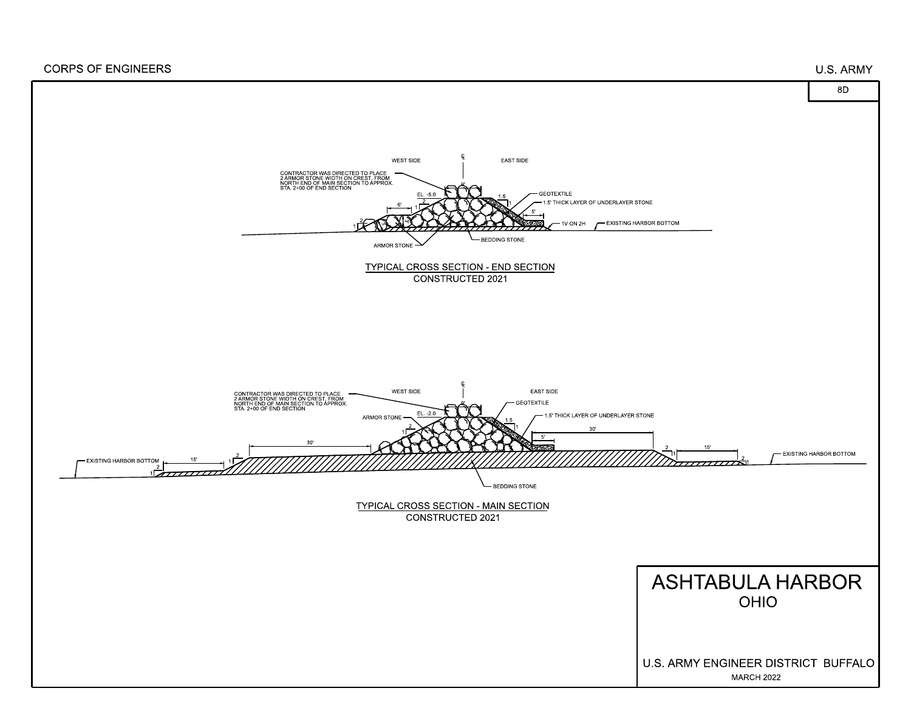CORPS OF ENGINEERS

U.S. ARMY

8D

WEST SIDE

℄

EAST SIDE

CONTRACTOR WAS DIRECTED TO PLACE 2 ARMOR STONE WIDTH ON CREST, FROM NORTH END OF MAIN SECTION TO APPROX. STA. 2+00 OF END SECTION

6'

EL. -5.0

GEOTEXTILE

1.5

1

1.5' THICK LAYER OF UNDERLAYER STONE

6'

2

1

5'

2

1

1V ON 2H

EXISTING HARBOR BOTTOM

ARMOR STONE

BEDDING STONE

TYPICAL CROSS SECTION - END SECTION
CONSTRUCTED 2021

℄

CONTRACTOR WAS DIRECTED TO PLACE 2 ARMOR STONE WIDTH ON CREST, FROM NORTH END OF MAIN SECTION TO APPROX. STA. 2+00 OF END SECTION

WEST SIDE

EAST SIDE

6'

GEOTEXTILE

EL. -2.0

ARMOR STONE

1.5

1

1.5' THICK LAYER OF UNDERLAYER STONE

2

1

30'

30'

5'

EXISTING HARBOR BOTTOM

15'

2

1

2

1

2

1

15'

2

1

EXISTING HARBOR BOTTOM

BEDDING STONE

TYPICAL CROSS SECTION - MAIN SECTION
CONSTRUCTED 2021

# ASHTABULA HARBOR
OHIO

U.S. ARMY ENGINEER DISTRICT BUFFALO

MARCH 2022